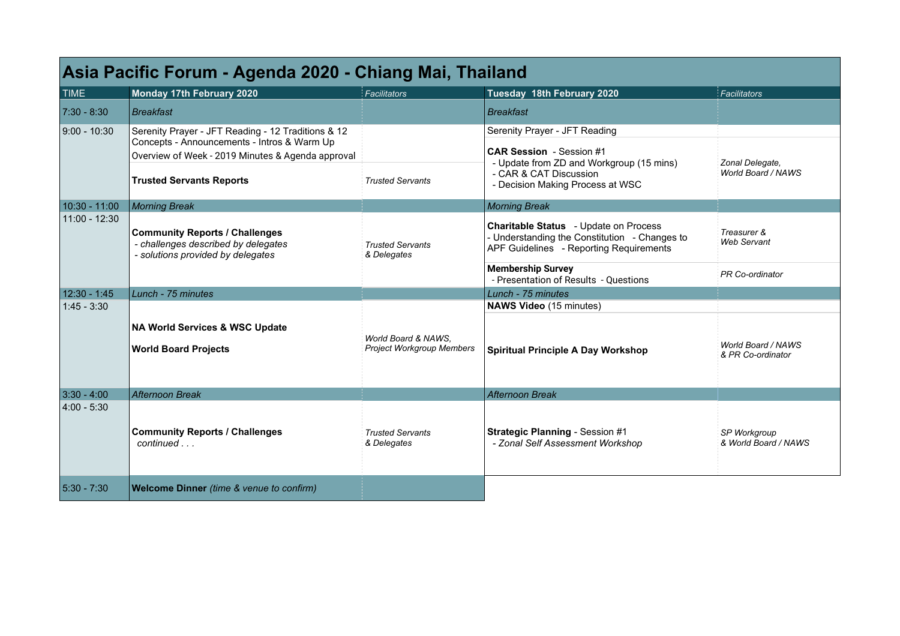# Asia Pacific Forum - Agenda 2020 - Chiang Mai, Thailand

| TIME | Monday 17th February 2020 | *Facilitators* | Tuesday 18th February 2020 | *Facilitators* |
|---|---|---|---|---|
| 7:30 - 8:30 | *Breakfast* | | *Breakfast* | |
| 9:00 - 10:30 | Serenity Prayer - JFT Reading - 12 Traditions & 12 Concepts - Announcements - Intros & Warm Up<br>Overview of Week - 2019 Minutes & Agenda approval | | Serenity Prayer - JFT Reading | |
| | **Trusted Servants Reports** | *Trusted Servants* | **CAR Session** - Session #1<br>- Update from ZD and Workgroup (15 mins)<br>- CAR & CAT Discussion<br>- Decision Making Process at WSC | *Zonal Delegate, World Board / NAWS* |
| 10:30 - 11:00 | *Morning Break* | | *Morning Break* | |
| 11:00 - 12:30 | **Community Reports / Challenges**<br>*- challenges described by delegates*<br>*- solutions provided by delegates* | *Trusted Servants & Delegates* | **Charitable Status** - Update on Process<br>- Understanding the Constitution - Changes to APF Guidelines - Reporting Requirements | *Treasurer & Web Servant* |
| | | | **Membership Survey**<br>- Presentation of Results - Questions | *PR Co-ordinator* |
| 12:30 - 1:45 | *Lunch - 75 minutes* | | *Lunch - 75 minutes* | |
| 1:45 - 3:30 | **NA World Services & WSC Update**<br>**World Board Projects** | *World Board & NAWS, Project Workgroup Members* | **NAWS Video** (15 minutes) | |
| | | | **Spiritual Principle A Day Workshop** | *World Board / NAWS & PR Co-ordinator* |
| 3:30 - 4:00 | *Afternoon Break* | | *Afternoon Break* | |
| 4:00 - 5:30 | **Community Reports / Challenges**<br>*continued . . .* | *Trusted Servants & Delegates* | **Strategic Planning** - Session #1<br>*- Zonal Self Assessment Workshop* | *SP Workgroup & World Board / NAWS* |
| 5:30 - 7:30 | **Welcome Dinner** *(time & venue to confirm)* | | | |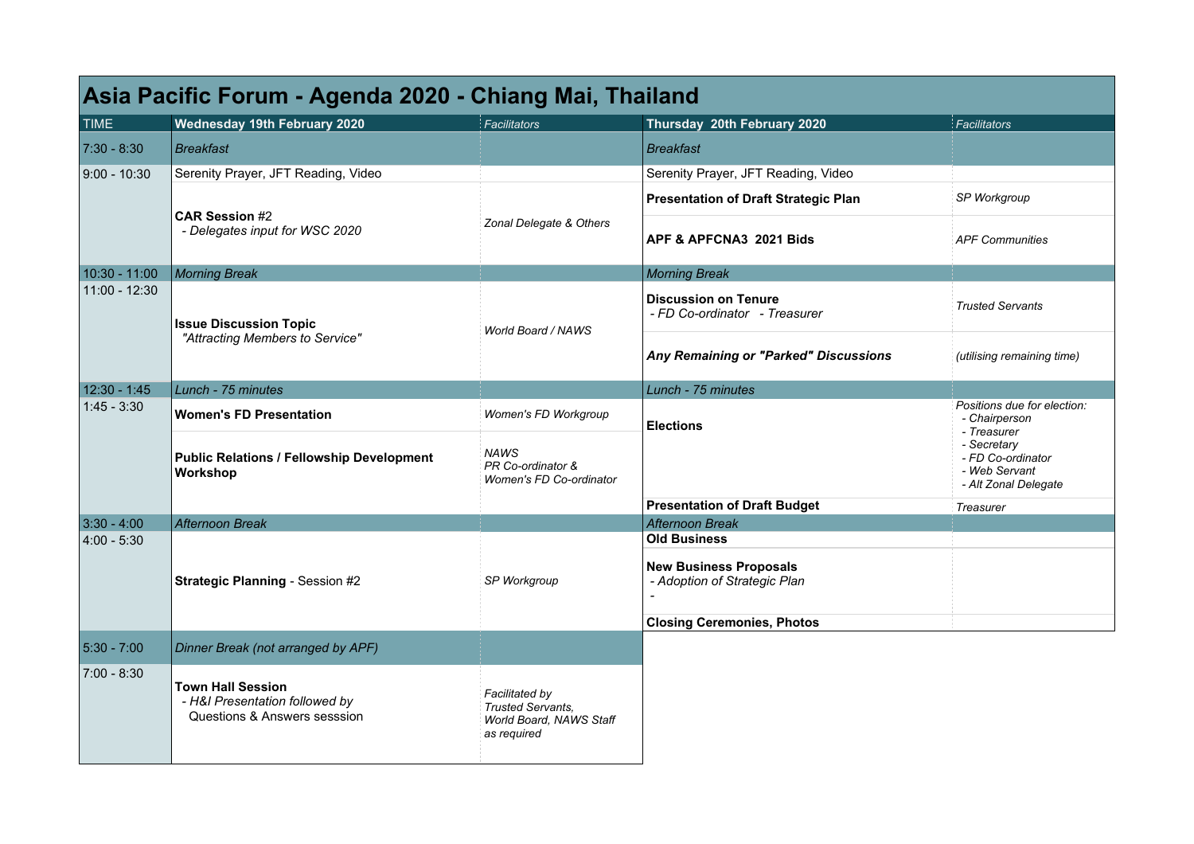# Asia Pacific Forum - Agenda 2020 - Chiang Mai, Thailand

| TIME | Wednesday 19th February 2020 | *Facilitators* | Thursday 20th February 2020 | *Facilitators* |
|---|---|---|---|---|
| 7:30 - 8:30 | *Breakfast* | | *Breakfast* | |
| 9:00 - 10:30 | Serenity Prayer, JFT Reading, Video | | Serenity Prayer, JFT Reading, Video | |
| | **CAR Session** #2<br>*- Delegates input for WSC 2020* | *Zonal Delegate & Others* | **Presentation of Draft Strategic Plan** | *SP Workgroup* |
| | | | **APF & APFCNA3 2021 Bids** | *APF Communities* |
| 10:30 - 11:00 | *Morning Break* | | *Morning Break* | |
| 11:00 - 12:30 | **Issue Discussion Topic**<br>*"Attracting Members to Service"* | *World Board / NAWS* | **Discussion on Tenure**<br>*- FD Co-ordinator - Treasurer* | *Trusted Servants* |
| | | | ***Any Remaining or "Parked" Discussions*** | *(utilising remaining time)* |
| 12:30 - 1:45 | *Lunch - 75 minutes* | | *Lunch - 75 minutes* | |
| 1:45 - 3:30 | **Women's FD Presentation** | *Women's FD Workgroup* | **Elections** | *Positions due for election:*<br>*- Chairperson*<br>*- Treasurer*<br>*- Secretary*<br>*- FD Co-ordinator*<br>*- Web Servant*<br>*- Alt Zonal Delegate* |
| | **Public Relations / Fellowship Development Workshop** | *NAWS*<br>*PR Co-ordinator &*<br>*Women's FD Co-ordinator* | | |
| | | | **Presentation of Draft Budget** | *Treasurer* |
| 3:30 - 4:00 | *Afternoon Break* | | *Afternoon Break* | |
| 4:00 - 5:30 | **Strategic Planning** - Session #2 | *SP Workgroup* | **Old Business** | |
| | | | **New Business Proposals**<br>*- Adoption of Strategic Plan*<br>*-* | |
| | | | **Closing Ceremonies, Photos** | |
| 5:30 - 7:00 | *Dinner Break (not arranged by APF)* | | | |
| 7:00 - 8:30 | **Town Hall Session**<br>*- H&I Presentation followed by*<br>*Questions & Answers sesssion* | *Facilitated by*<br>*Trusted Servants,*<br>*World Board, NAWS Staff*<br>*as required* | | |